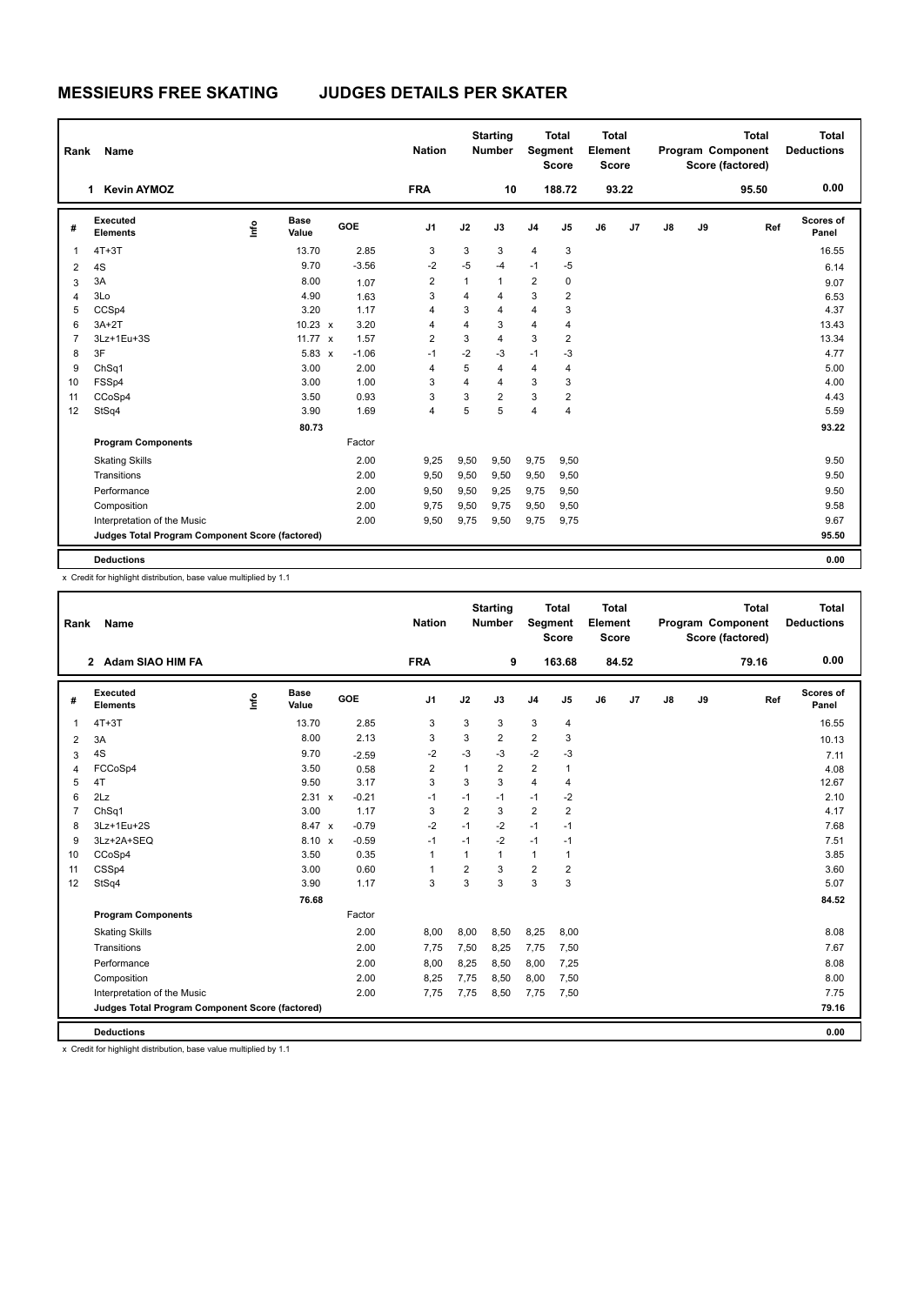# MESSIEURS FREE SKATING JUDGES DETAILS PER SKATER

| Rank | Name | Nation | Starting Number | Total Segment Score | Total Element Score | Total Program Component Score (factored) | Total Deductions |
|---|---|---|---|---|---|---|---|
| 1 | Kevin AYMOZ | FRA | 10 | 188.72 | 93.22 | 95.50 | 0.00 |

| # | Executed Elements | Info | Base Value | | GOE | J1 | J2 | J3 | J4 | J5 | J6 | J7 | J8 | J9 | Ref | Scores of Panel |
|---|---|---|---|---|---|---|---|---|---|---|---|---|---|---|---|---|
| 1 | 4T+3T | | 13.70 | | 2.85 | 3 | 3 | 3 | 4 | 3 | | | | | | 16.55 |
| 2 | 4S | | 9.70 | | -3.56 | -2 | -5 | -4 | -1 | -5 | | | | | | 6.14 |
| 3 | 3A | | 8.00 | | 1.07 | 2 | 1 | 1 | 2 | 0 | | | | | | 9.07 |
| 4 | 3Lo | | 4.90 | | 1.63 | 3 | 4 | 4 | 3 | 2 | | | | | | 6.53 |
| 5 | CCSp4 | | 3.20 | | 1.17 | 4 | 3 | 4 | 4 | 3 | | | | | | 4.37 |
| 6 | 3A+2T | | 10.23 | x | 3.20 | 4 | 4 | 3 | 4 | 4 | | | | | | 13.43 |
| 7 | 3Lz+1Eu+3S | | 11.77 | x | 1.57 | 2 | 3 | 4 | 3 | 2 | | | | | | 13.34 |
| 8 | 3F | | 5.83 | x | -1.06 | -1 | -2 | -3 | -1 | -3 | | | | | | 4.77 |
| 9 | ChSq1 | | 3.00 | | 2.00 | 4 | 5 | 4 | 4 | 4 | | | | | | 5.00 |
| 10 | FSSp4 | | 3.00 | | 1.00 | 3 | 4 | 4 | 3 | 3 | | | | | | 4.00 |
| 11 | CCoSp4 | | 3.50 | | 0.93 | 3 | 3 | 2 | 3 | 2 | | | | | | 4.43 |
| 12 | StSq4 | | 3.90 | | 1.69 | 4 | 5 | 5 | 4 | 4 | | | | | | 5.59 |
| | | | 80.73 | | | | | | | | | | | | | 93.22 |
| | **Program Components** | | | | Factor | | | | | | | | | | | |
| | Skating Skills | | | | 2.00 | 9,25 | 9,50 | 9,50 | 9,75 | 9,50 | | | | | | 9.50 |
| | Transitions | | | | 2.00 | 9,50 | 9,50 | 9,50 | 9,50 | 9,50 | | | | | | 9.50 |
| | Performance | | | | 2.00 | 9,50 | 9,50 | 9,25 | 9,75 | 9,50 | | | | | | 9.50 |
| | Composition | | | | 2.00 | 9,75 | 9,50 | 9,75 | 9,50 | 9,50 | | | | | | 9.58 |
| | Interpretation of the Music | | | | 2.00 | 9,50 | 9,75 | 9,50 | 9,75 | 9,75 | | | | | | 9.67 |
| | **Judges Total Program Component Score (factored)** | | | | | | | | | | | | | | | 95.50 |
| | **Deductions** | | | | | | | | | | | | | | | 0.00 |

x Credit for highlight distribution, base value multiplied by 1.1

| Rank | Name | Nation | Starting Number | Total Segment Score | Total Element Score | Total Program Component Score (factored) | Total Deductions |
|---|---|---|---|---|---|---|---|
| 2 | Adam SIAO HIM FA | FRA | 9 | 163.68 | 84.52 | 79.16 | 0.00 |

| # | Executed Elements | Info | Base Value | | GOE | J1 | J2 | J3 | J4 | J5 | J6 | J7 | J8 | J9 | Ref | Scores of Panel |
|---|---|---|---|---|---|---|---|---|---|---|---|---|---|---|---|---|
| 1 | 4T+3T | | 13.70 | | 2.85 | 3 | 3 | 3 | 3 | 4 | | | | | | 16.55 |
| 2 | 3A | | 8.00 | | 2.13 | 3 | 3 | 2 | 2 | 3 | | | | | | 10.13 |
| 3 | 4S | | 9.70 | | -2.59 | -2 | -3 | -3 | -2 | -3 | | | | | | 7.11 |
| 4 | FCCoSp4 | | 3.50 | | 0.58 | 2 | 1 | 2 | 2 | 1 | | | | | | 4.08 |
| 5 | 4T | | 9.50 | | 3.17 | 3 | 3 | 3 | 4 | 4 | | | | | | 12.67 |
| 6 | 2Lz | | 2.31 | x | -0.21 | -1 | -1 | -1 | -1 | -2 | | | | | | 2.10 |
| 7 | ChSq1 | | 3.00 | | 1.17 | 3 | 2 | 3 | 2 | 2 | | | | | | 4.17 |
| 8 | 3Lz+1Eu+2S | | 8.47 | x | -0.79 | -2 | -1 | -2 | -1 | -1 | | | | | | 7.68 |
| 9 | 3Lz+2A+SEQ | | 8.10 | x | -0.59 | -1 | -1 | -2 | -1 | -1 | | | | | | 7.51 |
| 10 | CCoSp4 | | 3.50 | | 0.35 | 1 | 1 | 1 | 1 | 1 | | | | | | 3.85 |
| 11 | CSSp4 | | 3.00 | | 0.60 | 1 | 2 | 3 | 2 | 2 | | | | | | 3.60 |
| 12 | StSq4 | | 3.90 | | 1.17 | 3 | 3 | 3 | 3 | 3 | | | | | | 5.07 |
| | | | 76.68 | | | | | | | | | | | | | 84.52 |
| | **Program Components** | | | | Factor | | | | | | | | | | | |
| | Skating Skills | | | | 2.00 | 8,00 | 8,00 | 8,50 | 8,25 | 8,00 | | | | | | 8.08 |
| | Transitions | | | | 2.00 | 7,75 | 7,50 | 8,25 | 7,75 | 7,50 | | | | | | 7.67 |
| | Performance | | | | 2.00 | 8,00 | 8,25 | 8,50 | 8,00 | 7,25 | | | | | | 8.08 |
| | Composition | | | | 2.00 | 8,25 | 7,75 | 8,50 | 8,00 | 7,50 | | | | | | 8.00 |
| | Interpretation of the Music | | | | 2.00 | 7,75 | 7,75 | 8,50 | 7,75 | 7,50 | | | | | | 7.75 |
| | **Judges Total Program Component Score (factored)** | | | | | | | | | | | | | | | 79.16 |
| | **Deductions** | | | | | | | | | | | | | | | 0.00 |

x Credit for highlight distribution, base value multiplied by 1.1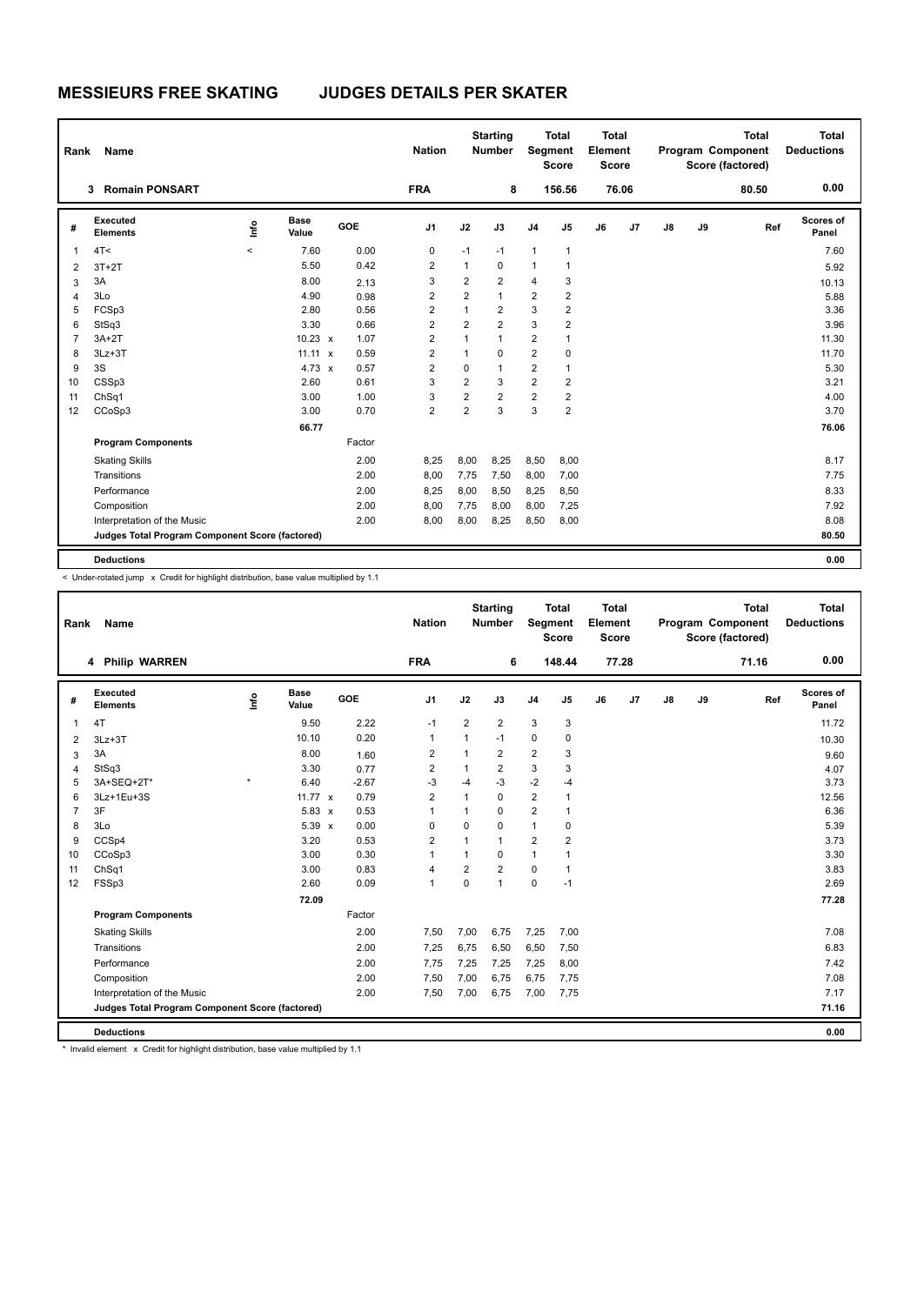# MESSIEURS FREE SKATING JUDGES DETAILS PER SKATER

| Rank | Name | Nation | Starting Number | Total Segment Score | Total Element Score | Total Program Component Score (factored) | Total Deductions |
|---|---|---|---|---|---|---|---|
| 3 | Romain PONSART | FRA | 8 | 156.56 | 76.06 | 80.50 | 0.00 |

| # | Executed Elements | Info | Base Value | | GOE | J1 | J2 | J3 | J4 | J5 | J6 | J7 | J8 | J9 | Ref | Scores of Panel |
|---|---|---|---|---|---|---|---|---|---|---|---|---|---|---|---|---|
| 1 | 4T< | < | 7.60 | | 0.00 | 0 | -1 | -1 | 1 | 1 | | | | | | 7.60 |
| 2 | 3T+2T | | 5.50 | | 0.42 | 2 | 1 | 0 | 1 | 1 | | | | | | 5.92 |
| 3 | 3A | | 8.00 | | 2.13 | 3 | 2 | 2 | 4 | 3 | | | | | | 10.13 |
| 4 | 3Lo | | 4.90 | | 0.98 | 2 | 2 | 1 | 2 | 2 | | | | | | 5.88 |
| 5 | FCSp3 | | 2.80 | | 0.56 | 2 | 1 | 2 | 3 | 2 | | | | | | 3.36 |
| 6 | StSq3 | | 3.30 | | 0.66 | 2 | 2 | 2 | 3 | 2 | | | | | | 3.96 |
| 7 | 3A+2T | | 10.23 | x | 1.07 | 2 | 1 | 1 | 2 | 1 | | | | | | 11.30 |
| 8 | 3Lz+3T | | 11.11 | x | 0.59 | 2 | 1 | 0 | 2 | 0 | | | | | | 11.70 |
| 9 | 3S | | 4.73 | x | 0.57 | 2 | 0 | 1 | 2 | 1 | | | | | | 5.30 |
| 10 | CSSp3 | | 2.60 | | 0.61 | 3 | 2 | 3 | 2 | 2 | | | | | | 3.21 |
| 11 | ChSq1 | | 3.00 | | 1.00 | 3 | 2 | 2 | 2 | 2 | | | | | | 4.00 |
| 12 | CCoSp3 | | 3.00 | | 0.70 | 2 | 2 | 3 | 3 | 2 | | | | | | 3.70 |
| | | | 66.77 | | | | | | | | | | | | | 76.06 |

| Program Components | Factor | J1 | J2 | J3 | J4 | J5 | J6 | J7 | J8 | J9 | Scores of Panel |
|---|---|---|---|---|---|---|---|---|---|---|---|
| Skating Skills | 2.00 | 8,25 | 8,00 | 8,25 | 8,50 | 8,00 | | | | | 8.17 |
| Transitions | 2.00 | 8,00 | 7,75 | 7,50 | 8,00 | 7,00 | | | | | 7.75 |
| Performance | 2.00 | 8,25 | 8,00 | 8,50 | 8,25 | 8,50 | | | | | 8.33 |
| Composition | 2.00 | 8,00 | 7,75 | 8,00 | 8,00 | 7,25 | | | | | 7.92 |
| Interpretation of the Music | 2.00 | 8,00 | 8,00 | 8,25 | 8,50 | 8,00 | | | | | 8.08 |
| Judges Total Program Component Score (factored) | | | | | | | | | | | 80.50 |
| **Deductions** | | | | | | | | | | | 0.00 |

< Under-rotated jump x Credit for highlight distribution, base value multiplied by 1.1

| Rank | Name | Nation | Starting Number | Total Segment Score | Total Element Score | Total Program Component Score (factored) | Total Deductions |
|---|---|---|---|---|---|---|---|
| 4 | Philip WARREN | FRA | 6 | 148.44 | 77.28 | 71.16 | 0.00 |

| # | Executed Elements | Info | Base Value | | GOE | J1 | J2 | J3 | J4 | J5 | J6 | J7 | J8 | J9 | Ref | Scores of Panel |
|---|---|---|---|---|---|---|---|---|---|---|---|---|---|---|---|---|
| 1 | 4T | | 9.50 | | 2.22 | -1 | 2 | 2 | 3 | 3 | | | | | | 11.72 |
| 2 | 3Lz+3T | | 10.10 | | 0.20 | 1 | 1 | -1 | 0 | 0 | | | | | | 10.30 |
| 3 | 3A | | 8.00 | | 1.60 | 2 | 1 | 2 | 2 | 3 | | | | | | 9.60 |
| 4 | StSq3 | | 3.30 | | 0.77 | 2 | 1 | 2 | 3 | 3 | | | | | | 4.07 |
| 5 | 3A+SEQ+2T* | * | 6.40 | | -2.67 | -3 | -4 | -3 | -2 | -4 | | | | | | 3.73 |
| 6 | 3Lz+1Eu+3S | | 11.77 | x | 0.79 | 2 | 1 | 0 | 2 | 1 | | | | | | 12.56 |
| 7 | 3F | | 5.83 | x | 0.53 | 1 | 1 | 0 | 2 | 1 | | | | | | 6.36 |
| 8 | 3Lo | | 5.39 | x | 0.00 | 0 | 0 | 0 | 1 | 0 | | | | | | 5.39 |
| 9 | CCSp4 | | 3.20 | | 0.53 | 2 | 1 | 1 | 2 | 2 | | | | | | 3.73 |
| 10 | CCoSp3 | | 3.00 | | 0.30 | 1 | 1 | 0 | 1 | 1 | | | | | | 3.30 |
| 11 | ChSq1 | | 3.00 | | 0.83 | 4 | 2 | 2 | 0 | 1 | | | | | | 3.83 |
| 12 | FSSp3 | | 2.60 | | 0.09 | 1 | 0 | 1 | 0 | -1 | | | | | | 2.69 |
| | | | 72.09 | | | | | | | | | | | | | 77.28 |

| Program Components | Factor | J1 | J2 | J3 | J4 | J5 | J6 | J7 | J8 | J9 | Scores of Panel |
|---|---|---|---|---|---|---|---|---|---|---|---|
| Skating Skills | 2.00 | 7,50 | 7,00 | 6,75 | 7,25 | 7,00 | | | | | 7.08 |
| Transitions | 2.00 | 7,25 | 6,75 | 6,50 | 6,50 | 7,50 | | | | | 6.83 |
| Performance | 2.00 | 7,75 | 7,25 | 7,25 | 7,25 | 8,00 | | | | | 7.42 |
| Composition | 2.00 | 7,50 | 7,00 | 6,75 | 6,75 | 7,75 | | | | | 7.08 |
| Interpretation of the Music | 2.00 | 7,50 | 7,00 | 6,75 | 7,00 | 7,75 | | | | | 7.17 |
| Judges Total Program Component Score (factored) | | | | | | | | | | | 71.16 |
| **Deductions** | | | | | | | | | | | 0.00 |

* Invalid element x Credit for highlight distribution, base value multiplied by 1.1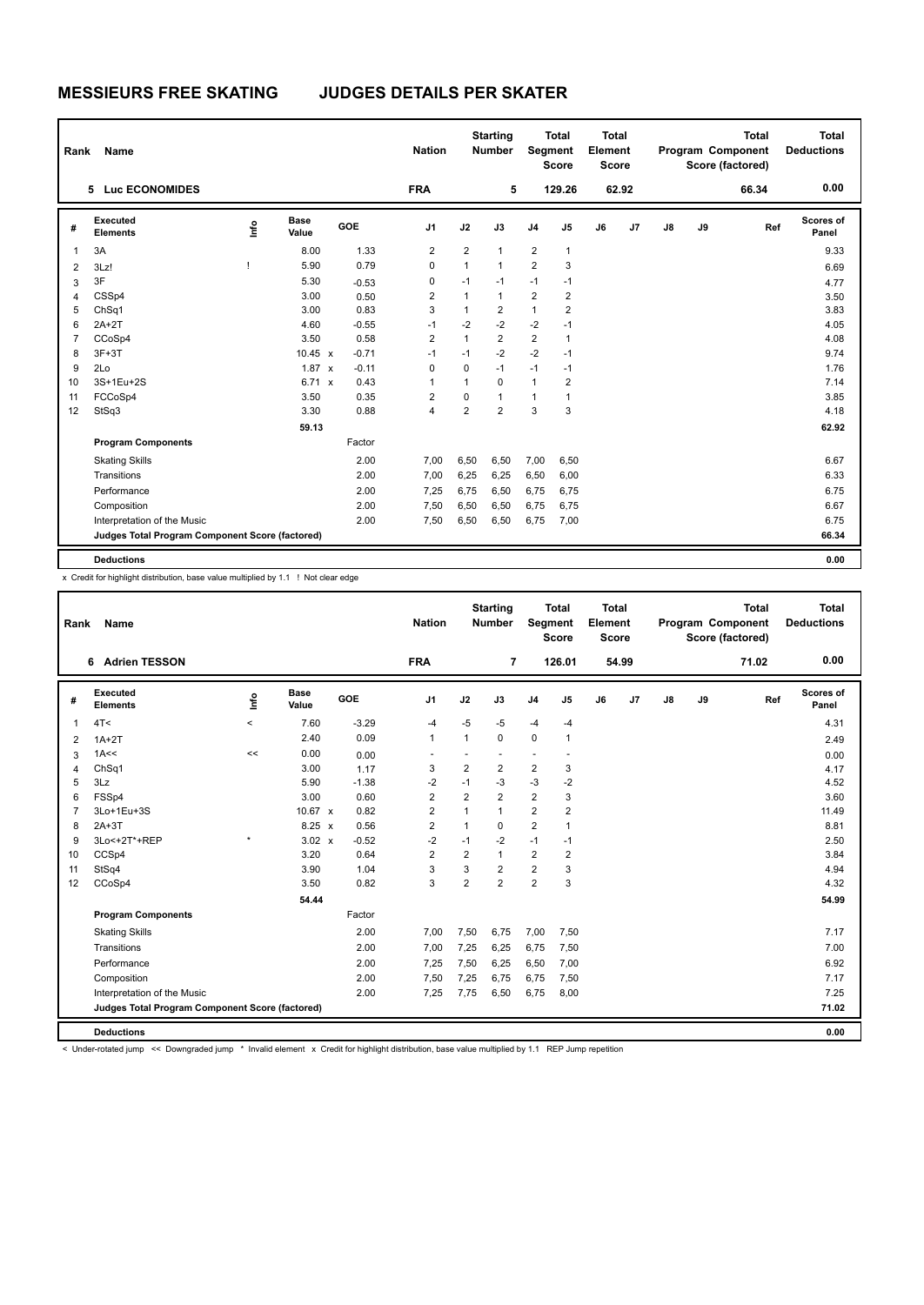# MESSIEURS FREE SKATING JUDGES DETAILS PER SKATER

| Rank | Name | Nation | Starting Number | Total Segment Score | Total Element Score | Total Program Component Score (factored) | Total Deductions |
|---|---|---|---|---|---|---|---|
| 5 | Luc ECONOMIDES | FRA | 5 | 129.26 | 62.92 | 66.34 | 0.00 |

| # | Executed Elements | Info | Base Value | | GOE | J1 | J2 | J3 | J4 | J5 | J6 | J7 | J8 | J9 | Ref | Scores of Panel |
|---|---|---|---|---|---|---|---|---|---|---|---|---|---|---|---|---|
| 1 | 3A | | 8.00 | | 1.33 | 2 | 2 | 1 | 2 | 1 | | | | | | 9.33 |
| 2 | 3Lz! | ! | 5.90 | | 0.79 | 0 | 1 | 1 | 2 | 3 | | | | | | 6.69 |
| 3 | 3F | | 5.30 | | -0.53 | 0 | -1 | -1 | -1 | -1 | | | | | | 4.77 |
| 4 | CSSp4 | | 3.00 | | 0.50 | 2 | 1 | 1 | 2 | 2 | | | | | | 3.50 |
| 5 | ChSq1 | | 3.00 | | 0.83 | 3 | 1 | 2 | 1 | 2 | | | | | | 3.83 |
| 6 | 2A+2T | | 4.60 | | -0.55 | -1 | -2 | -2 | -2 | -1 | | | | | | 4.05 |
| 7 | CCoSp4 | | 3.50 | | 0.58 | 2 | 1 | 2 | 2 | 1 | | | | | | 4.08 |
| 8 | 3F+3T | | 10.45 | x | -0.71 | -1 | -1 | -2 | -2 | -1 | | | | | | 9.74 |
| 9 | 2Lo | | 1.87 | x | -0.11 | 0 | 0 | -1 | -1 | -1 | | | | | | 1.76 |
| 10 | 3S+1Eu+2S | | 6.71 | x | 0.43 | 1 | 1 | 0 | 1 | 2 | | | | | | 7.14 |
| 11 | FCCoSp4 | | 3.50 | | 0.35 | 2 | 0 | 1 | 1 | 1 | | | | | | 3.85 |
| 12 | StSq3 | | 3.30 | | 0.88 | 4 | 2 | 2 | 3 | 3 | | | | | | 4.18 |
| | | | 59.13 | | | | | | | | | | | | | 62.92 |
| | **Program Components** | | | | Factor | | | | | | | | | | | |
| | Skating Skills | | | | 2.00 | 7,00 | 6,50 | 6,50 | 7,00 | 6,50 | | | | | | 6.67 |
| | Transitions | | | | 2.00 | 7,00 | 6,25 | 6,25 | 6,50 | 6,00 | | | | | | 6.33 |
| | Performance | | | | 2.00 | 7,25 | 6,75 | 6,50 | 6,75 | 6,75 | | | | | | 6.75 |
| | Composition | | | | 2.00 | 7,50 | 6,50 | 6,50 | 6,75 | 6,75 | | | | | | 6.67 |
| | Interpretation of the Music | | | | 2.00 | 7,50 | 6,50 | 6,50 | 6,75 | 7,00 | | | | | | 6.75 |
| | **Judges Total Program Component Score (factored)** | | | | | | | | | | | | | | | 66.34 |
| | **Deductions** | | | | | | | | | | | | | | | 0.00 |

x Credit for highlight distribution, base value multiplied by 1.1 ! Not clear edge

| Rank | Name | Nation | Starting Number | Total Segment Score | Total Element Score | Total Program Component Score (factored) | Total Deductions |
|---|---|---|---|---|---|---|---|
| 6 | Adrien TESSON | FRA | 7 | 126.01 | 54.99 | 71.02 | 0.00 |

| # | Executed Elements | Info | Base Value | | GOE | J1 | J2 | J3 | J4 | J5 | J6 | J7 | J8 | J9 | Ref | Scores of Panel |
|---|---|---|---|---|---|---|---|---|---|---|---|---|---|---|---|---|
| 1 | 4T< | < | 7.60 | | -3.29 | -4 | -5 | -5 | -4 | -4 | | | | | | 4.31 |
| 2 | 1A+2T | | 2.40 | | 0.09 | 1 | 1 | 0 | 0 | 1 | | | | | | 2.49 |
| 3 | 1A<< | << | 0.00 | | 0.00 | - | - | - | - | - | | | | | | 0.00 |
| 4 | ChSq1 | | 3.00 | | 1.17 | 3 | 2 | 2 | 2 | 3 | | | | | | 4.17 |
| 5 | 3Lz | | 5.90 | | -1.38 | -2 | -1 | -3 | -3 | -2 | | | | | | 4.52 |
| 6 | FSSp4 | | 3.00 | | 0.60 | 2 | 2 | 2 | 2 | 3 | | | | | | 3.60 |
| 7 | 3Lo+1Eu+3S | | 10.67 | x | 0.82 | 2 | 1 | 1 | 2 | 2 | | | | | | 11.49 |
| 8 | 2A+3T | | 8.25 | x | 0.56 | 2 | 1 | 0 | 2 | 1 | | | | | | 8.81 |
| 9 | 3Lo<+2T*+REP | * | 3.02 | x | -0.52 | -2 | -1 | -2 | -1 | -1 | | | | | | 2.50 |
| 10 | CCSp4 | | 3.20 | | 0.64 | 2 | 2 | 1 | 2 | 2 | | | | | | 3.84 |
| 11 | StSq4 | | 3.90 | | 1.04 | 3 | 3 | 2 | 2 | 3 | | | | | | 4.94 |
| 12 | CCoSp4 | | 3.50 | | 0.82 | 3 | 2 | 2 | 2 | 3 | | | | | | 4.32 |
| | | | 54.44 | | | | | | | | | | | | | 54.99 |
| | **Program Components** | | | | Factor | | | | | | | | | | | |
| | Skating Skills | | | | 2.00 | 7,00 | 7,50 | 6,75 | 7,00 | 7,50 | | | | | | 7.17 |
| | Transitions | | | | 2.00 | 7,00 | 7,25 | 6,25 | 6,75 | 7,50 | | | | | | 7.00 |
| | Performance | | | | 2.00 | 7,25 | 7,50 | 6,25 | 6,50 | 7,00 | | | | | | 6.92 |
| | Composition | | | | 2.00 | 7,50 | 7,25 | 6,75 | 6,75 | 7,50 | | | | | | 7.17 |
| | Interpretation of the Music | | | | 2.00 | 7,25 | 7,75 | 6,50 | 6,75 | 8,00 | | | | | | 7.25 |
| | **Judges Total Program Component Score (factored)** | | | | | | | | | | | | | | | 71.02 |
| | **Deductions** | | | | | | | | | | | | | | | 0.00 |

< Under-rotated jump << Downgraded jump * Invalid element x Credit for highlight distribution, base value multiplied by 1.1 REP Jump repetition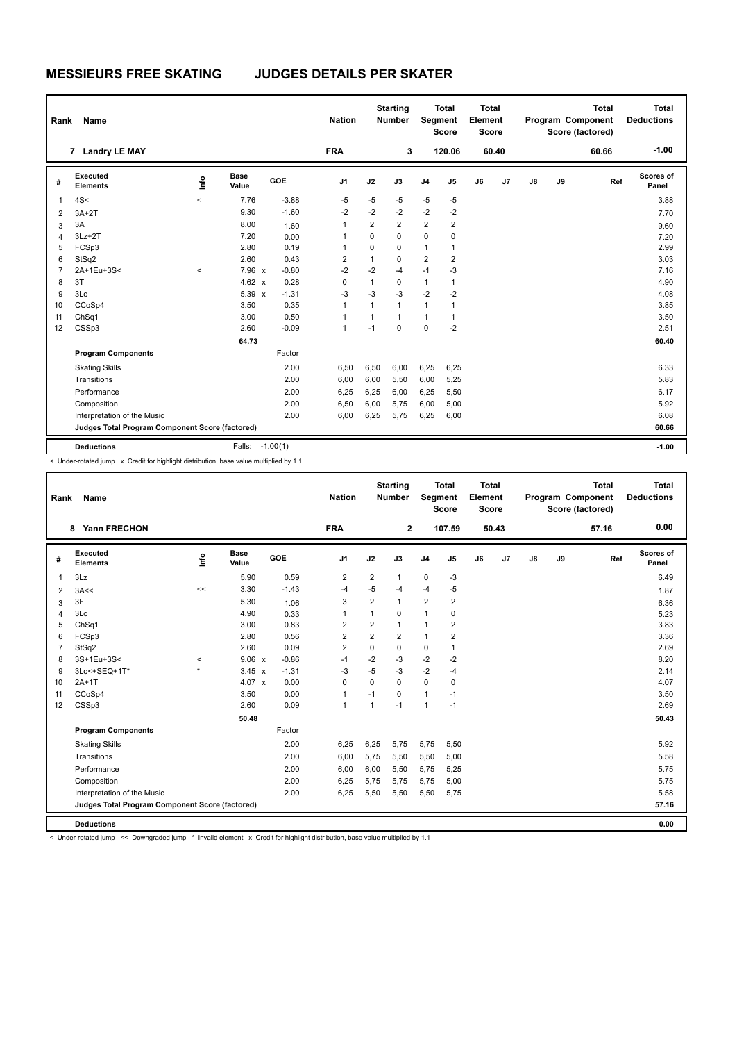# MESSIEURS FREE SKATING JUDGES DETAILS PER SKATER

| Rank | Name | Nation | Starting Number | Total Segment Score | Total Element Score | Total Program Component Score (factored) | Total Deductions |
|---|---|---|---|---|---|---|---|
| 7 | Landry LE MAY | FRA | 3 | 120.06 | 60.40 | 60.66 | -1.00 |

| # | Executed Elements | Info | Base Value | | GOE | J1 | J2 | J3 | J4 | J5 | J6 | J7 | J8 | J9 | Ref | Scores of Panel |
|---|---|---|---|---|---|---|---|---|---|---|---|---|---|---|---|---|
| 1 | 4S< | < | 7.76 | | -3.88 | -5 | -5 | -5 | -5 | -5 | | | | | | 3.88 |
| 2 | 3A+2T | | 9.30 | | -1.60 | -2 | -2 | -2 | -2 | -2 | | | | | | 7.70 |
| 3 | 3A | | 8.00 | | 1.60 | 1 | 2 | 2 | 2 | 2 | | | | | | 9.60 |
| 4 | 3Lz+2T | | 7.20 | | 0.00 | 1 | 0 | 0 | 0 | 0 | | | | | | 7.20 |
| 5 | FCSp3 | | 2.80 | | 0.19 | 1 | 0 | 0 | 1 | 1 | | | | | | 2.99 |
| 6 | StSq2 | | 2.60 | | 0.43 | 2 | 1 | 0 | 2 | 2 | | | | | | 3.03 |
| 7 | 2A+1Eu+3S< | < | 7.96 | x | -0.80 | -2 | -2 | -4 | -1 | -3 | | | | | | 7.16 |
| 8 | 3T | | 4.62 | x | 0.28 | 0 | 1 | 0 | 1 | 1 | | | | | | 4.90 |
| 9 | 3Lo | | 5.39 | x | -1.31 | -3 | -3 | -3 | -2 | -2 | | | | | | 4.08 |
| 10 | CCoSp4 | | 3.50 | | 0.35 | 1 | 1 | 1 | 1 | 1 | | | | | | 3.85 |
| 11 | ChSq1 | | 3.00 | | 0.50 | 1 | 1 | 1 | 1 | 1 | | | | | | 3.50 |
| 12 | CSSp3 | | 2.60 | | -0.09 | 1 | -1 | 0 | 0 | -2 | | | | | | 2.51 |
| | | | 64.73 | | | | | | | | | | | | | 60.40 |
| | **Program Components** | | | | Factor | | | | | | | | | | | |
| | Skating Skills | | | | 2.00 | 6,50 | 6,50 | 6,00 | 6,25 | 6,25 | | | | | | 6.33 |
| | Transitions | | | | 2.00 | 6,00 | 6,00 | 5,50 | 6,00 | 5,25 | | | | | | 5.83 |
| | Performance | | | | 2.00 | 6,25 | 6,25 | 6,00 | 6,25 | 5,50 | | | | | | 6.17 |
| | Composition | | | | 2.00 | 6,50 | 6,00 | 5,75 | 6,00 | 5,00 | | | | | | 5.92 |
| | Interpretation of the Music | | | | 2.00 | 6,00 | 6,25 | 5,75 | 6,25 | 6,00 | | | | | | 6.08 |
| | **Judges Total Program Component Score (factored)** | | | | | | | | | | | | | | | 60.66 |
| | **Deductions** | | Falls: | | -1.00(1) | | | | | | | | | | | -1.00 |

< Under-rotated jump x Credit for highlight distribution, base value multiplied by 1.1

| Rank | Name | Nation | Starting Number | Total Segment Score | Total Element Score | Total Program Component Score (factored) | Total Deductions |
|---|---|---|---|---|---|---|---|
| 8 | Yann FRECHON | FRA | 2 | 107.59 | 50.43 | 57.16 | 0.00 |

| # | Executed Elements | Info | Base Value | | GOE | J1 | J2 | J3 | J4 | J5 | J6 | J7 | J8 | J9 | Ref | Scores of Panel |
|---|---|---|---|---|---|---|---|---|---|---|---|---|---|---|---|---|
| 1 | 3Lz | | 5.90 | | 0.59 | 2 | 2 | 1 | 0 | -3 | | | | | | 6.49 |
| 2 | 3A<< | << | 3.30 | | -1.43 | -4 | -5 | -4 | -4 | -5 | | | | | | 1.87 |
| 3 | 3F | | 5.30 | | 1.06 | 3 | 2 | 1 | 2 | 2 | | | | | | 6.36 |
| 4 | 3Lo | | 4.90 | | 0.33 | 1 | 1 | 0 | 1 | 0 | | | | | | 5.23 |
| 5 | ChSq1 | | 3.00 | | 0.83 | 2 | 2 | 1 | 1 | 2 | | | | | | 3.83 |
| 6 | FCSp3 | | 2.80 | | 0.56 | 2 | 2 | 2 | 1 | 2 | | | | | | 3.36 |
| 7 | StSq2 | | 2.60 | | 0.09 | 2 | 0 | 0 | 0 | 1 | | | | | | 2.69 |
| 8 | 3S+1Eu+3S< | < | 9.06 | x | -0.86 | -1 | -2 | -3 | -2 | -2 | | | | | | 8.20 |
| 9 | 3Lo<+SEQ+1T* | * | 3.45 | x | -1.31 | -3 | -5 | -3 | -2 | -4 | | | | | | 2.14 |
| 10 | 2A+1T | | 4.07 | x | 0.00 | 0 | 0 | 0 | 0 | 0 | | | | | | 4.07 |
| 11 | CCoSp4 | | 3.50 | | 0.00 | 1 | -1 | 0 | 1 | -1 | | | | | | 3.50 |
| 12 | CSSp3 | | 2.60 | | 0.09 | 1 | 1 | -1 | 1 | -1 | | | | | | 2.69 |
| | | | 50.48 | | | | | | | | | | | | | 50.43 |
| | **Program Components** | | | | Factor | | | | | | | | | | | |
| | Skating Skills | | | | 2.00 | 6,25 | 6,25 | 5,75 | 5,75 | 5,50 | | | | | | 5.92 |
| | Transitions | | | | 2.00 | 6,00 | 5,75 | 5,50 | 5,50 | 5,00 | | | | | | 5.58 |
| | Performance | | | | 2.00 | 6,00 | 6,00 | 5,50 | 5,75 | 5,25 | | | | | | 5.75 |
| | Composition | | | | 2.00 | 6,25 | 5,75 | 5,75 | 5,75 | 5,00 | | | | | | 5.75 |
| | Interpretation of the Music | | | | 2.00 | 6,25 | 5,50 | 5,50 | 5,50 | 5,75 | | | | | | 5.58 |
| | **Judges Total Program Component Score (factored)** | | | | | | | | | | | | | | | 57.16 |
| | **Deductions** | | | | | | | | | | | | | | | 0.00 |

< Under-rotated jump << Downgraded jump * Invalid element x Credit for highlight distribution, base value multiplied by 1.1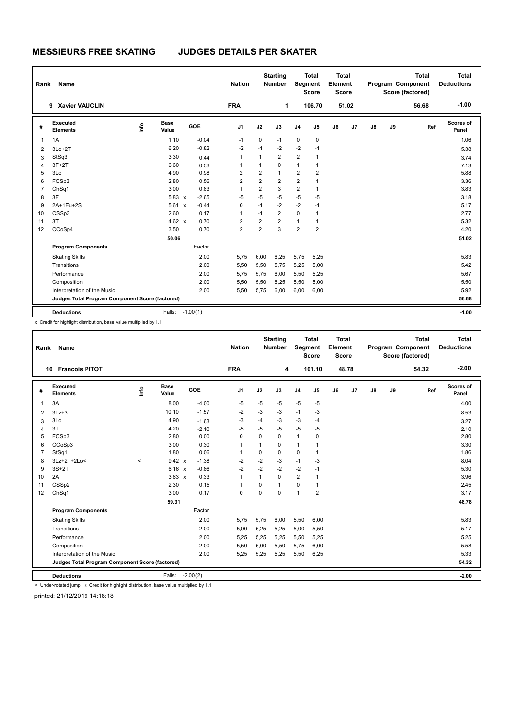# MESSIEURS FREE SKATING JUDGES DETAILS PER SKATER

| Rank | Name | Nation | Starting Number | Total Segment Score | Total Element Score | Total Program Component Score (factored) | Total Deductions |
|---|---|---|---|---|---|---|---|
| 9 | Xavier VAUCLIN | FRA | 1 | 106.70 | 51.02 | 56.68 | -1.00 |

| # | Executed Elements | Info | Base Value | | GOE | J1 | J2 | J3 | J4 | J5 | J6 | J7 | J8 | J9 | Ref | Scores of Panel |
|---|---|---|---|---|---|---|---|---|---|---|---|---|---|---|---|---|
| 1 | 1A | | 1.10 | | -0.04 | -1 | 0 | -1 | 0 | 0 | | | | | | 1.06 |
| 2 | 3Lo+2T | | 6.20 | | -0.82 | -2 | -1 | -2 | -2 | -1 | | | | | | 5.38 |
| 3 | StSq3 | | 3.30 | | 0.44 | 1 | 1 | 2 | 2 | 1 | | | | | | 3.74 |
| 4 | 3F+2T | | 6.60 | | 0.53 | 1 | 1 | 0 | 1 | 1 | | | | | | 7.13 |
| 5 | 3Lo | | 4.90 | | 0.98 | 2 | 2 | 1 | 2 | 2 | | | | | | 5.88 |
| 6 | FCSp3 | | 2.80 | | 0.56 | 2 | 2 | 2 | 2 | 1 | | | | | | 3.36 |
| 7 | ChSq1 | | 3.00 | | 0.83 | 1 | 2 | 3 | 2 | 1 | | | | | | 3.83 |
| 8 | 3F | | 5.83 | x | -2.65 | -5 | -5 | -5 | -5 | -5 | | | | | | 3.18 |
| 9 | 2A+1Eu+2S | | 5.61 | x | -0.44 | 0 | -1 | -2 | -2 | -1 | | | | | | 5.17 |
| 10 | CSSp3 | | 2.60 | | 0.17 | 1 | -1 | 2 | 0 | 1 | | | | | | 2.77 |
| 11 | 3T | | 4.62 | x | 0.70 | 2 | 2 | 2 | 1 | 1 | | | | | | 5.32 |
| 12 | CCoSp4 | | 3.50 | | 0.70 | 2 | 2 | 3 | 2 | 2 | | | | | | 4.20 |
| | | | 50.06 | | | | | | | | | | | | | 51.02 |
| | **Program Components** | | | | Factor | | | | | | | | | | | |
| | Skating Skills | | | | 2.00 | 5,75 | 6,00 | 6,25 | 5,75 | 5,25 | | | | | | 5.83 |
| | Transitions | | | | 2.00 | 5,50 | 5,50 | 5,75 | 5,25 | 5,00 | | | | | | 5.42 |
| | Performance | | | | 2.00 | 5,75 | 5,75 | 6,00 | 5,50 | 5,25 | | | | | | 5.67 |
| | Composition | | | | 2.00 | 5,50 | 5,50 | 6,25 | 5,50 | 5,00 | | | | | | 5.50 |
| | Interpretation of the Music | | | | 2.00 | 5,50 | 5,75 | 6,00 | 6,00 | 6,00 | | | | | | 5.92 |
| | **Judges Total Program Component Score (factored)** | | | | | | | | | | | | | | | 56.68 |
| | **Deductions** | | Falls: | | -1.00(1) | | | | | | | | | | | -1.00 |

x Credit for highlight distribution, base value multiplied by 1.1

| Rank | Name | Nation | Starting Number | Total Segment Score | Total Element Score | Total Program Component Score (factored) | Total Deductions |
|---|---|---|---|---|---|---|---|
| 10 | Francois PITOT | FRA | 4 | 101.10 | 48.78 | 54.32 | -2.00 |

| # | Executed Elements | Info | Base Value | | GOE | J1 | J2 | J3 | J4 | J5 | J6 | J7 | J8 | J9 | Ref | Scores of Panel |
|---|---|---|---|---|---|---|---|---|---|---|---|---|---|---|---|---|
| 1 | 3A | | 8.00 | | -4.00 | -5 | -5 | -5 | -5 | -5 | | | | | | 4.00 |
| 2 | 3Lz+3T | | 10.10 | | -1.57 | -2 | -3 | -3 | -1 | -3 | | | | | | 8.53 |
| 3 | 3Lo | | 4.90 | | -1.63 | -3 | -4 | -3 | -3 | -4 | | | | | | 3.27 |
| 4 | 3T | | 4.20 | | -2.10 | -5 | -5 | -5 | -5 | -5 | | | | | | 2.10 |
| 5 | FCSp3 | | 2.80 | | 0.00 | 0 | 0 | 0 | 1 | 0 | | | | | | 2.80 |
| 6 | CCoSp3 | | 3.00 | | 0.30 | 1 | 1 | 0 | 1 | 1 | | | | | | 3.30 |
| 7 | StSq1 | | 1.80 | | 0.06 | 1 | 0 | 0 | 0 | 1 | | | | | | 1.86 |
| 8 | 3Lz+2T+2Lo< | < | 9.42 | x | -1.38 | -2 | -2 | -3 | -1 | -3 | | | | | | 8.04 |
| 9 | 3S+2T | | 6.16 | x | -0.86 | -2 | -2 | -2 | -2 | -1 | | | | | | 5.30 |
| 10 | 2A | | 3.63 | x | 0.33 | 1 | 1 | 0 | 2 | 1 | | | | | | 3.96 |
| 11 | CSSp2 | | 2.30 | | 0.15 | 1 | 0 | 1 | 0 | 1 | | | | | | 2.45 |
| 12 | ChSq1 | | 3.00 | | 0.17 | 0 | 0 | 0 | 1 | 2 | | | | | | 3.17 |
| | | | 59.31 | | | | | | | | | | | | | 48.78 |
| | **Program Components** | | | | Factor | | | | | | | | | | | |
| | Skating Skills | | | | 2.00 | 5,75 | 5,75 | 6,00 | 5,50 | 6,00 | | | | | | 5.83 |
| | Transitions | | | | 2.00 | 5,00 | 5,25 | 5,25 | 5,00 | 5,50 | | | | | | 5.17 |
| | Performance | | | | 2.00 | 5,25 | 5,25 | 5,25 | 5,50 | 5,25 | | | | | | 5.25 |
| | Composition | | | | 2.00 | 5,50 | 5,00 | 5,50 | 5,75 | 6,00 | | | | | | 5.58 |
| | Interpretation of the Music | | | | 2.00 | 5,25 | 5,25 | 5,25 | 5,50 | 6,25 | | | | | | 5.33 |
| | **Judges Total Program Component Score (factored)** | | | | | | | | | | | | | | | 54.32 |
| | **Deductions** | | Falls: | | -2.00(2) | | | | | | | | | | | -2.00 |

< Under-rotated jump x Credit for highlight distribution, base value multiplied by 1.1

printed: 21/12/2019 14:18:18